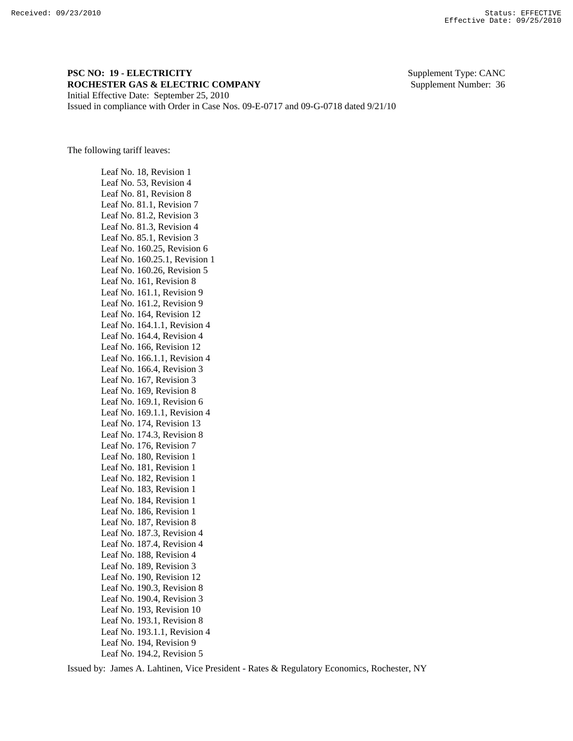Received: 09/23/2010 Status: EFFECTIVE
Effective Date: 09/25/2010

**PSC NO: 19 - ELECTRICITY** Supplement Type: CANC
**ROCHESTER GAS & ELECTRIC COMPANY** Supplement Number: 36
Initial Effective Date: September 25, 2010
Issued in compliance with Order in Case Nos. 09-E-0717 and 09-G-0718 dated 9/21/10

The following tariff leaves:

Leaf No. 18, Revision 1
Leaf No. 53, Revision 4
Leaf No. 81, Revision 8
Leaf No. 81.1, Revision 7
Leaf No. 81.2, Revision 3
Leaf No. 81.3, Revision 4
Leaf No. 85.1, Revision 3
Leaf No. 160.25, Revision 6
Leaf No. 160.25.1, Revision 1
Leaf No. 160.26, Revision 5
Leaf No. 161, Revision 8
Leaf No. 161.1, Revision 9
Leaf No. 161.2, Revision 9
Leaf No. 164, Revision 12
Leaf No. 164.1.1, Revision 4
Leaf No. 164.4, Revision 4
Leaf No. 166, Revision 12
Leaf No. 166.1.1, Revision 4
Leaf No. 166.4, Revision 3
Leaf No. 167, Revision 3
Leaf No. 169, Revision 8
Leaf No. 169.1, Revision 6
Leaf No. 169.1.1, Revision 4
Leaf No. 174, Revision 13
Leaf No. 174.3, Revision 8
Leaf No. 176, Revision 7
Leaf No. 180, Revision 1
Leaf No. 181, Revision 1
Leaf No. 182, Revision 1
Leaf No. 183, Revision 1
Leaf No. 184, Revision 1
Leaf No. 186, Revision 1
Leaf No. 187, Revision 8
Leaf No. 187.3, Revision 4
Leaf No. 187.4, Revision 4
Leaf No. 188, Revision 4
Leaf No. 189, Revision 3
Leaf No. 190, Revision 12
Leaf No. 190.3, Revision 8
Leaf No. 190.4, Revision 3
Leaf No. 193, Revision 10
Leaf No. 193.1, Revision 8
Leaf No. 193.1.1, Revision 4
Leaf No. 194, Revision 9
Leaf No. 194.2, Revision 5

Issued by: James A. Lahtinen, Vice President - Rates & Regulatory Economics, Rochester, NY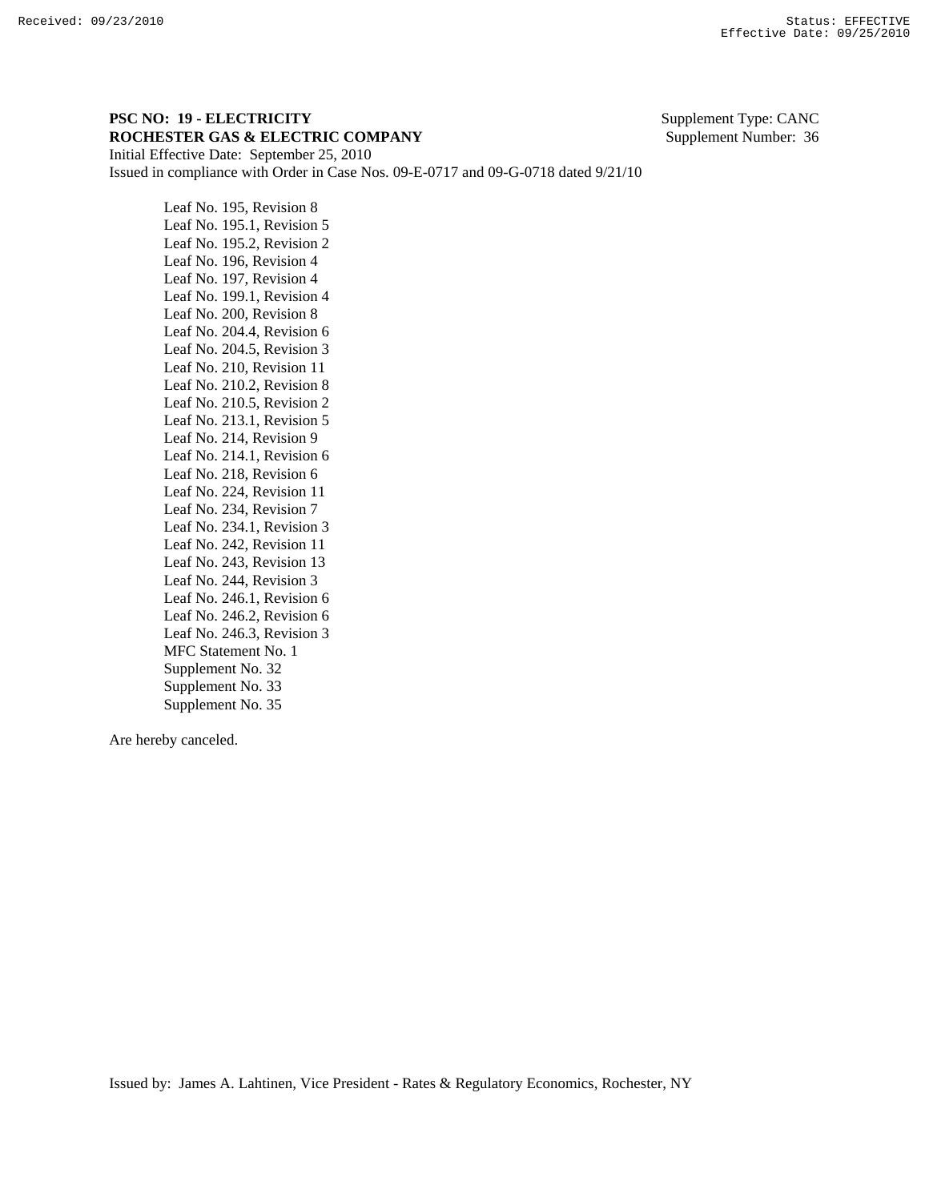**PSC NO: 19 - ELECTRICITY** Supplement Type: CANC
**ROCHESTER GAS & ELECTRIC COMPANY** Supplement Number: 36
Initial Effective Date: September 25, 2010
Issued in compliance with Order in Case Nos. 09-E-0717 and 09-G-0718 dated 9/21/10

Leaf No. 195, Revision 8
Leaf No. 195.1, Revision 5
Leaf No. 195.2, Revision 2
Leaf No. 196, Revision 4
Leaf No. 197, Revision 4
Leaf No. 199.1, Revision 4
Leaf No. 200, Revision 8
Leaf No. 204.4, Revision 6
Leaf No. 204.5, Revision 3
Leaf No. 210, Revision 11
Leaf No. 210.2, Revision 8
Leaf No. 210.5, Revision 2
Leaf No. 213.1, Revision 5
Leaf No. 214, Revision 9
Leaf No. 214.1, Revision 6
Leaf No. 218, Revision 6
Leaf No. 224, Revision 11
Leaf No. 234, Revision 7
Leaf No. 234.1, Revision 3
Leaf No. 242, Revision 11
Leaf No. 243, Revision 13
Leaf No. 244, Revision 3
Leaf No. 246.1, Revision 6
Leaf No. 246.2, Revision 6
Leaf No. 246.3, Revision 3
MFC Statement No. 1
Supplement No. 32
Supplement No. 33
Supplement No. 35

Are hereby canceled.

Issued by: James A. Lahtinen, Vice President - Rates & Regulatory Economics, Rochester, NY